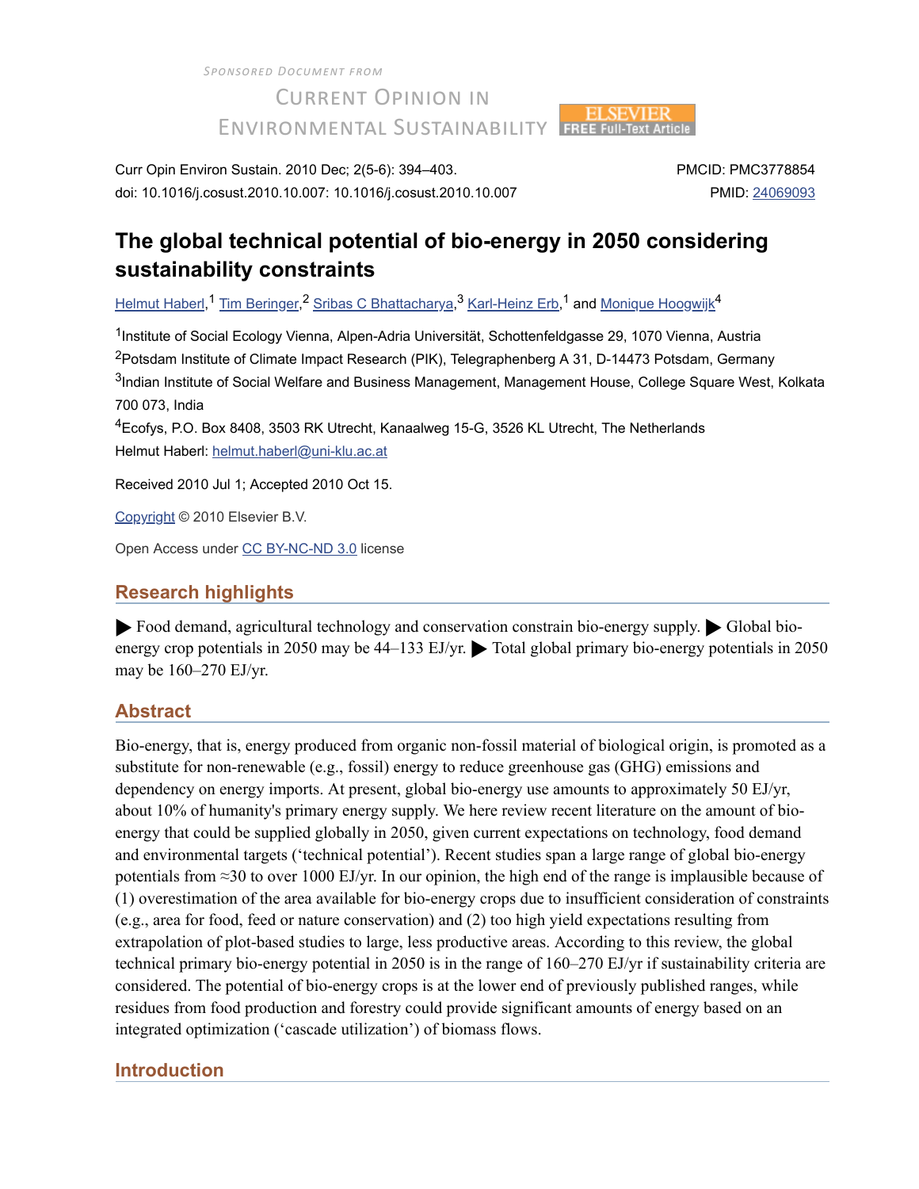Sponsored Document from

Current Opinion in Environmental Sustainability

Curr Opin Environ Sustain. 2010 Dec; 2(5-6): 394–403.
doi: 10.1016/j.cosust.2010.10.007: 10.1016/j.cosust.2010.10.007

PMCID: PMC3778854
PMID: 24069093

# The global technical potential of bio-energy in 2050 considering sustainability constraints

Helmut Haberl,[1] Tim Beringer,[2] Sribas C Bhattacharya,[3] Karl-Heinz Erb,[1] and Monique Hoogwijk[4]

[1]Institute of Social Ecology Vienna, Alpen-Adria Universität, Schottenfeldgasse 29, 1070 Vienna, Austria

[2]Potsdam Institute of Climate Impact Research (PIK), Telegraphenberg A 31, D-14473 Potsdam, Germany

[3]Indian Institute of Social Welfare and Business Management, Management House, College Square West, Kolkata 700 073, India

[4]Ecofys, P.O. Box 8408, 3503 RK Utrecht, Kanaalweg 15-G, 3526 KL Utrecht, The Netherlands

Helmut Haberl: helmut.haberl@uni-klu.ac.at

Received 2010 Jul 1; Accepted 2010 Oct 15.

Copyright © 2010 Elsevier B.V.

Open Access under CC BY-NC-ND 3.0 license

## Research highlights

▶ Food demand, agricultural technology and conservation constrain bio-energy supply. ▶ Global bio-energy crop potentials in 2050 may be 44–133 EJ/yr. ▶ Total global primary bio-energy potentials in 2050 may be 160–270 EJ/yr.

## Abstract

Bio-energy, that is, energy produced from organic non-fossil material of biological origin, is promoted as a substitute for non-renewable (e.g., fossil) energy to reduce greenhouse gas (GHG) emissions and dependency on energy imports. At present, global bio-energy use amounts to approximately 50 EJ/yr, about 10% of humanity's primary energy supply. We here review recent literature on the amount of bio-energy that could be supplied globally in 2050, given current expectations on technology, food demand and environmental targets ('technical potential'). Recent studies span a large range of global bio-energy potentials from ≈30 to over 1000 EJ/yr. In our opinion, the high end of the range is implausible because of (1) overestimation of the area available for bio-energy crops due to insufficient consideration of constraints (e.g., area for food, feed or nature conservation) and (2) too high yield expectations resulting from extrapolation of plot-based studies to large, less productive areas. According to this review, the global technical primary bio-energy potential in 2050 is in the range of 160–270 EJ/yr if sustainability criteria are considered. The potential of bio-energy crops is at the lower end of previously published ranges, while residues from food production and forestry could provide significant amounts of energy based on an integrated optimization ('cascade utilization') of biomass flows.

## Introduction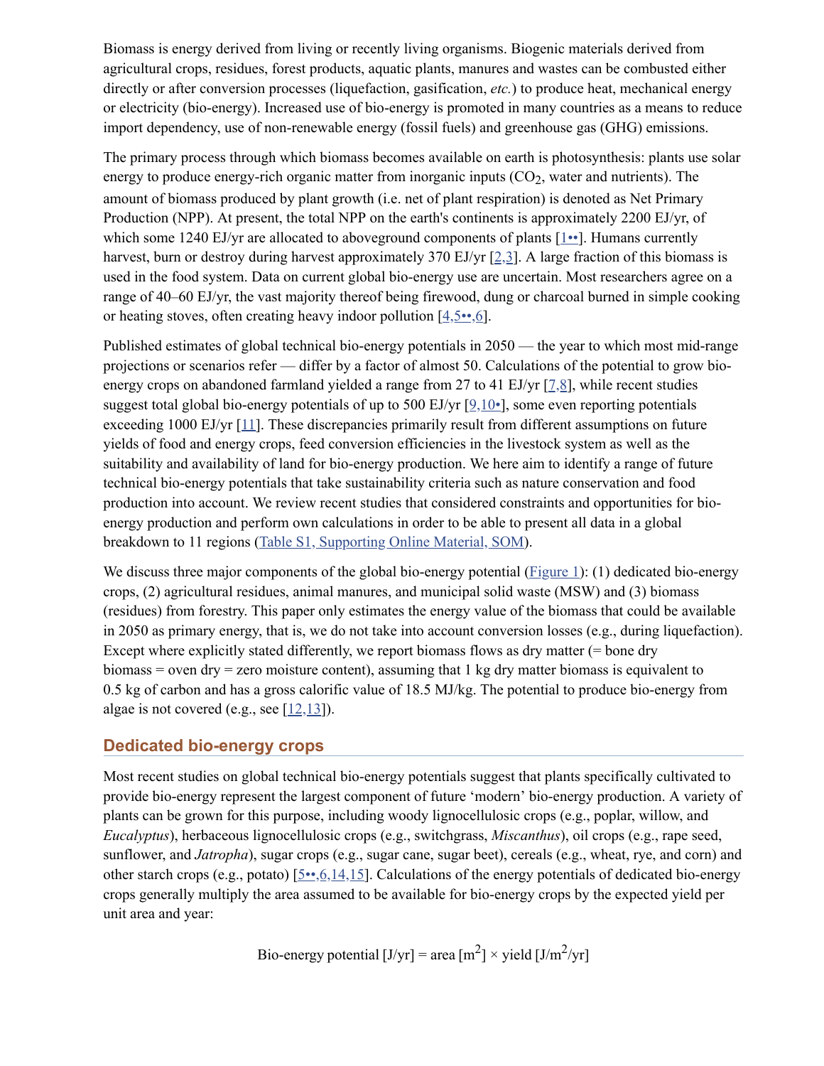Biomass is energy derived from living or recently living organisms. Biogenic materials derived from agricultural crops, residues, forest products, aquatic plants, manures and wastes can be combusted either directly or after conversion processes (liquefaction, gasification, *etc.*) to produce heat, mechanical energy or electricity (bio-energy). Increased use of bio-energy is promoted in many countries as a means to reduce import dependency, use of non-renewable energy (fossil fuels) and greenhouse gas (GHG) emissions.

The primary process through which biomass becomes available on earth is photosynthesis: plants use solar energy to produce energy-rich organic matter from inorganic inputs ($CO_2$, water and nutrients). The amount of biomass produced by plant growth (i.e. net of plant respiration) is denoted as Net Primary Production (NPP). At present, the total NPP on the earth's continents is approximately 2200 EJ/yr, of which some 1240 EJ/yr are allocated to aboveground components of plants [1••]. Humans currently harvest, burn or destroy during harvest approximately 370 EJ/yr [2,3]. A large fraction of this biomass is used in the food system. Data on current global bio-energy use are uncertain. Most researchers agree on a range of 40–60 EJ/yr, the vast majority thereof being firewood, dung or charcoal burned in simple cooking or heating stoves, often creating heavy indoor pollution [4,5••,6].

Published estimates of global technical bio-energy potentials in 2050 — the year to which most mid-range projections or scenarios refer — differ by a factor of almost 50. Calculations of the potential to grow bio-energy crops on abandoned farmland yielded a range from 27 to 41 EJ/yr [7,8], while recent studies suggest total global bio-energy potentials of up to 500 EJ/yr [9,10•], some even reporting potentials exceeding 1000 EJ/yr [11]. These discrepancies primarily result from different assumptions on future yields of food and energy crops, feed conversion efficiencies in the livestock system as well as the suitability and availability of land for bio-energy production. We here aim to identify a range of future technical bio-energy potentials that take sustainability criteria such as nature conservation and food production into account. We review recent studies that considered constraints and opportunities for bio-energy production and perform own calculations in order to be able to present all data in a global breakdown to 11 regions (Table S1, Supporting Online Material, SOM).

We discuss three major components of the global bio-energy potential (Figure 1): (1) dedicated bio-energy crops, (2) agricultural residues, animal manures, and municipal solid waste (MSW) and (3) biomass (residues) from forestry. This paper only estimates the energy value of the biomass that could be available in 2050 as primary energy, that is, we do not take into account conversion losses (e.g., during liquefaction). Except where explicitly stated differently, we report biomass flows as dry matter (= bone dry biomass = oven dry = zero moisture content), assuming that 1 kg dry matter biomass is equivalent to 0.5 kg of carbon and has a gross calorific value of 18.5 MJ/kg. The potential to produce bio-energy from algae is not covered (e.g., see [12,13]).

## Dedicated bio-energy crops

Most recent studies on global technical bio-energy potentials suggest that plants specifically cultivated to provide bio-energy represent the largest component of future 'modern' bio-energy production. A variety of plants can be grown for this purpose, including woody lignocellulosic crops (e.g., poplar, willow, and *Eucalyptus*), herbaceous lignocellulosic crops (e.g., switchgrass, *Miscanthus*), oil crops (e.g., rape seed, sunflower, and *Jatropha*), sugar crops (e.g., sugar cane, sugar beet), cereals (e.g., wheat, rye, and corn) and other starch crops (e.g., potato) [5••,6,14,15]. Calculations of the energy potentials of dedicated bio-energy crops generally multiply the area assumed to be available for bio-energy crops by the expected yield per unit area and year:

$$\text{Bio-energy potential [J/yr]} = \text{area [m}^2\text{]} \times \text{yield [J/m}^2\text{/yr]}$$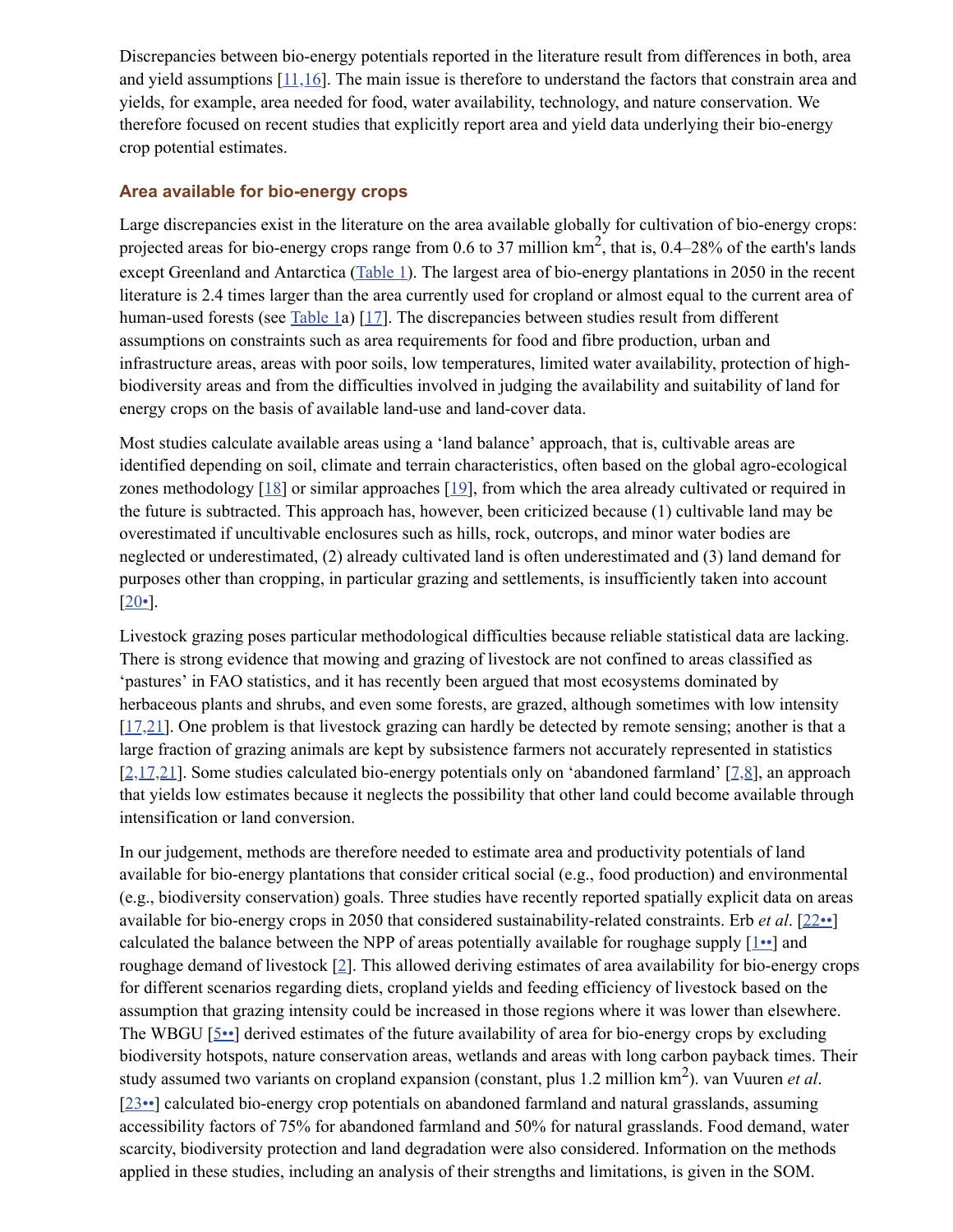Discrepancies between bio-energy potentials reported in the literature result from differences in both, area and yield assumptions [11,16]. The main issue is therefore to understand the factors that constrain area and yields, for example, area needed for food, water availability, technology, and nature conservation. We therefore focused on recent studies that explicitly report area and yield data underlying their bio-energy crop potential estimates.

## Area available for bio-energy crops

Large discrepancies exist in the literature on the area available globally for cultivation of bio-energy crops: projected areas for bio-energy crops range from 0.6 to 37 million $km^2$, that is, 0.4–28% of the earth's lands except Greenland and Antarctica (Table 1). The largest area of bio-energy plantations in 2050 in the recent literature is 2.4 times larger than the area currently used for cropland or almost equal to the current area of human-used forests (see Table 1a) [17]. The discrepancies between studies result from different assumptions on constraints such as area requirements for food and fibre production, urban and infrastructure areas, areas with poor soils, low temperatures, limited water availability, protection of high-biodiversity areas and from the difficulties involved in judging the availability and suitability of land for energy crops on the basis of available land-use and land-cover data.

Most studies calculate available areas using a 'land balance' approach, that is, cultivable areas are identified depending on soil, climate and terrain characteristics, often based on the global agro-ecological zones methodology [18] or similar approaches [19], from which the area already cultivated or required in the future is subtracted. This approach has, however, been criticized because (1) cultivable land may be overestimated if uncultivable enclosures such as hills, rock, outcrops, and minor water bodies are neglected or underestimated, (2) already cultivated land is often underestimated and (3) land demand for purposes other than cropping, in particular grazing and settlements, is insufficiently taken into account [20•].

Livestock grazing poses particular methodological difficulties because reliable statistical data are lacking. There is strong evidence that mowing and grazing of livestock are not confined to areas classified as 'pastures' in FAO statistics, and it has recently been argued that most ecosystems dominated by herbaceous plants and shrubs, and even some forests, are grazed, although sometimes with low intensity [17,21]. One problem is that livestock grazing can hardly be detected by remote sensing; another is that a large fraction of grazing animals are kept by subsistence farmers not accurately represented in statistics [2,17,21]. Some studies calculated bio-energy potentials only on 'abandoned farmland' [7,8], an approach that yields low estimates because it neglects the possibility that other land could become available through intensification or land conversion.

In our judgement, methods are therefore needed to estimate area and productivity potentials of land available for bio-energy plantations that consider critical social (e.g., food production) and environmental (e.g., biodiversity conservation) goals. Three studies have recently reported spatially explicit data on areas available for bio-energy crops in 2050 that considered sustainability-related constraints. Erb *et al*. [22••] calculated the balance between the NPP of areas potentially available for roughage supply [1••] and roughage demand of livestock [2]. This allowed deriving estimates of area availability for bio-energy crops for different scenarios regarding diets, cropland yields and feeding efficiency of livestock based on the assumption that grazing intensity could be increased in those regions where it was lower than elsewhere. The WBGU [5••] derived estimates of the future availability of area for bio-energy crops by excluding biodiversity hotspots, nature conservation areas, wetlands and areas with long carbon payback times. Their study assumed two variants on cropland expansion (constant, plus 1.2 million $km^2$). van Vuuren *et al*. [23••] calculated bio-energy crop potentials on abandoned farmland and natural grasslands, assuming accessibility factors of 75% for abandoned farmland and 50% for natural grasslands. Food demand, water scarcity, biodiversity protection and land degradation were also considered. Information on the methods applied in these studies, including an analysis of their strengths and limitations, is given in the SOM.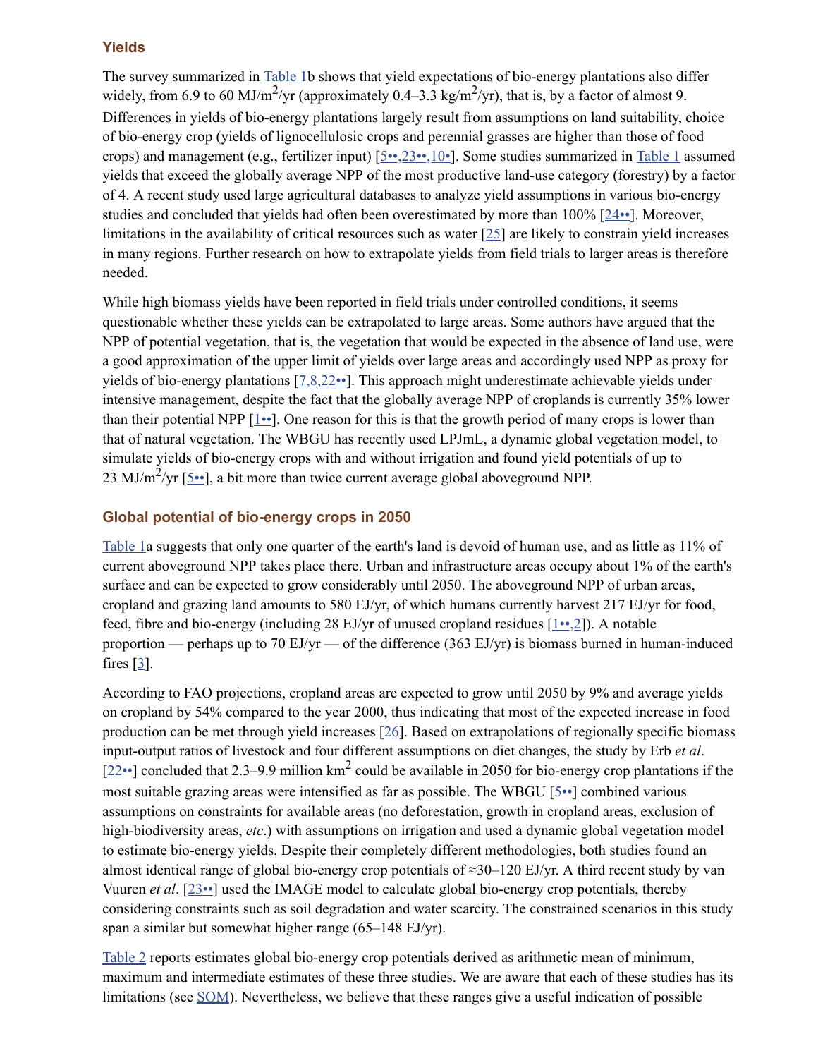## Yields

The survey summarized in Table 1b shows that yield expectations of bio-energy plantations also differ widely, from 6.9 to 60 MJ/$m^2$/yr (approximately 0.4–3.3 kg/$m^2$/yr), that is, by a factor of almost 9. Differences in yields of bio-energy plantations largely result from assumptions on land suitability, choice of bio-energy crop (yields of lignocellulosic crops and perennial grasses are higher than those of food crops) and management (e.g., fertilizer input) [5••,23••,10•]. Some studies summarized in Table 1 assumed yields that exceed the globally average NPP of the most productive land-use category (forestry) by a factor of 4. A recent study used large agricultural databases to analyze yield assumptions in various bio-energy studies and concluded that yields had often been overestimated by more than 100% [24••]. Moreover, limitations in the availability of critical resources such as water [25] are likely to constrain yield increases in many regions. Further research on how to extrapolate yields from field trials to larger areas is therefore needed.

While high biomass yields have been reported in field trials under controlled conditions, it seems questionable whether these yields can be extrapolated to large areas. Some authors have argued that the NPP of potential vegetation, that is, the vegetation that would be expected in the absence of land use, were a good approximation of the upper limit of yields over large areas and accordingly used NPP as proxy for yields of bio-energy plantations [7,8,22••]. This approach might underestimate achievable yields under intensive management, despite the fact that the globally average NPP of croplands is currently 35% lower than their potential NPP [1••]. One reason for this is that the growth period of many crops is lower than that of natural vegetation. The WBGU has recently used LPJmL, a dynamic global vegetation model, to simulate yields of bio-energy crops with and without irrigation and found yield potentials of up to 23 MJ/$m^2$/yr [5••], a bit more than twice current average global aboveground NPP.

## Global potential of bio-energy crops in 2050

Table 1a suggests that only one quarter of the earth's land is devoid of human use, and as little as 11% of current aboveground NPP takes place there. Urban and infrastructure areas occupy about 1% of the earth's surface and can be expected to grow considerably until 2050. The aboveground NPP of urban areas, cropland and grazing land amounts to 580 EJ/yr, of which humans currently harvest 217 EJ/yr for food, feed, fibre and bio-energy (including 28 EJ/yr of unused cropland residues [1••,2]). A notable proportion — perhaps up to 70 EJ/yr — of the difference (363 EJ/yr) is biomass burned in human-induced fires [3].

According to FAO projections, cropland areas are expected to grow until 2050 by 9% and average yields on cropland by 54% compared to the year 2000, thus indicating that most of the expected increase in food production can be met through yield increases [26]. Based on extrapolations of regionally specific biomass input-output ratios of livestock and four different assumptions on diet changes, the study by Erb *et al*. [22••] concluded that 2.3–9.9 million $km^2$ could be available in 2050 for bio-energy crop plantations if the most suitable grazing areas were intensified as far as possible. The WBGU [5••] combined various assumptions on constraints for available areas (no deforestation, growth in cropland areas, exclusion of high-biodiversity areas, *etc*.) with assumptions on irrigation and used a dynamic global vegetation model to estimate bio-energy yields. Despite their completely different methodologies, both studies found an almost identical range of global bio-energy crop potentials of ≈30–120 EJ/yr. A third recent study by van Vuuren *et al*. [23••] used the IMAGE model to calculate global bio-energy crop potentials, thereby considering constraints such as soil degradation and water scarcity. The constrained scenarios in this study span a similar but somewhat higher range (65–148 EJ/yr).

Table 2 reports estimates global bio-energy crop potentials derived as arithmetic mean of minimum, maximum and intermediate estimates of these three studies. We are aware that each of these studies has its limitations (see SOM). Nevertheless, we believe that these ranges give a useful indication of possible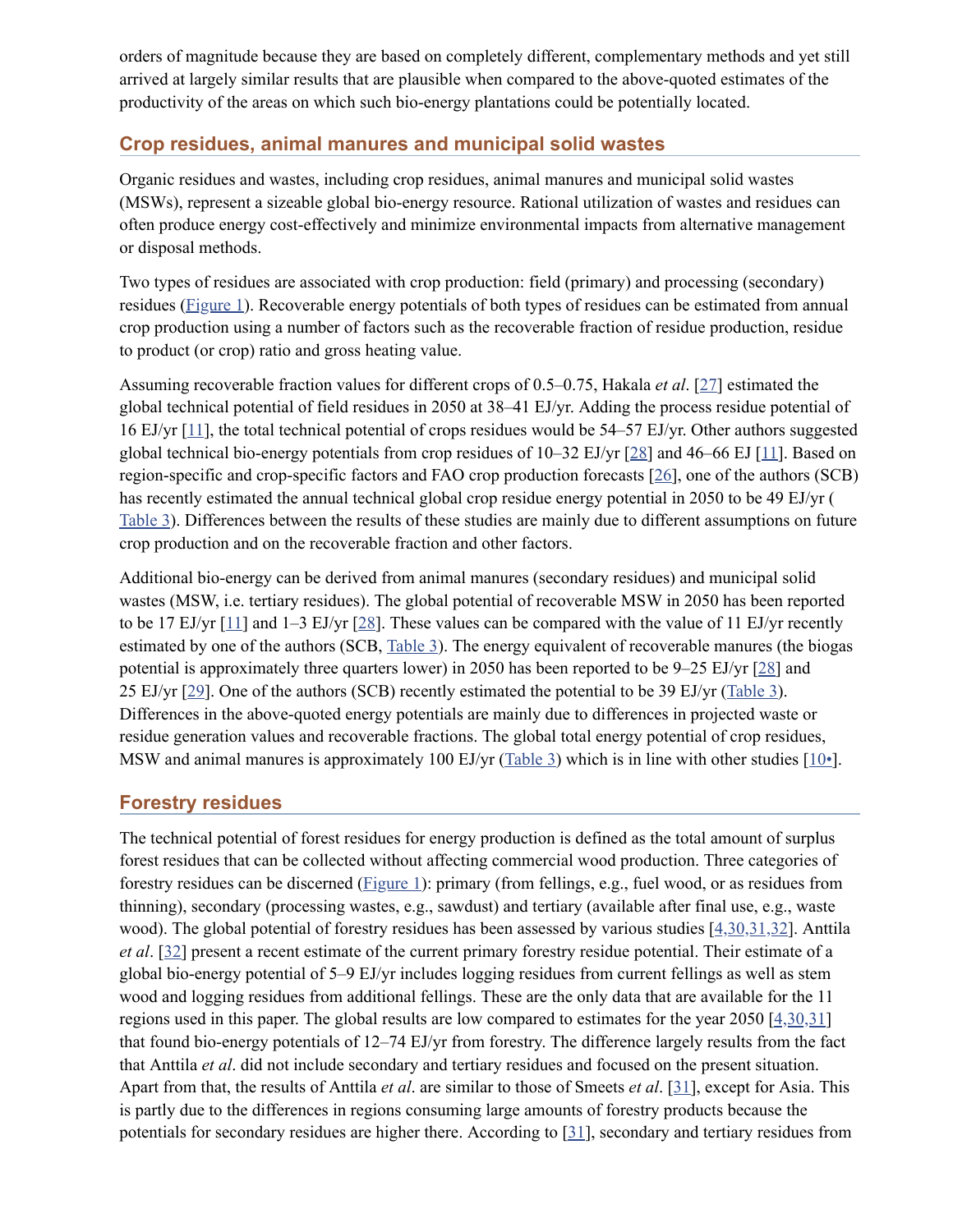orders of magnitude because they are based on completely different, complementary methods and yet still arrived at largely similar results that are plausible when compared to the above-quoted estimates of the productivity of the areas on which such bio-energy plantations could be potentially located.

## Crop residues, animal manures and municipal solid wastes

Organic residues and wastes, including crop residues, animal manures and municipal solid wastes (MSWs), represent a sizeable global bio-energy resource. Rational utilization of wastes and residues can often produce energy cost-effectively and minimize environmental impacts from alternative management or disposal methods.

Two types of residues are associated with crop production: field (primary) and processing (secondary) residues (Figure 1). Recoverable energy potentials of both types of residues can be estimated from annual crop production using a number of factors such as the recoverable fraction of residue production, residue to product (or crop) ratio and gross heating value.

Assuming recoverable fraction values for different crops of 0.5–0.75, Hakala *et al*. [27] estimated the global technical potential of field residues in 2050 at 38–41 EJ/yr. Adding the process residue potential of 16 EJ/yr [11], the total technical potential of crops residues would be 54–57 EJ/yr. Other authors suggested global technical bio-energy potentials from crop residues of 10–32 EJ/yr [28] and 46–66 EJ [11]. Based on region-specific and crop-specific factors and FAO crop production forecasts [26], one of the authors (SCB) has recently estimated the annual technical global crop residue energy potential in 2050 to be 49 EJ/yr (Table 3). Differences between the results of these studies are mainly due to different assumptions on future crop production and on the recoverable fraction and other factors.

Additional bio-energy can be derived from animal manures (secondary residues) and municipal solid wastes (MSW, i.e. tertiary residues). The global potential of recoverable MSW in 2050 has been reported to be 17 EJ/yr [11] and 1–3 EJ/yr [28]. These values can be compared with the value of 11 EJ/yr recently estimated by one of the authors (SCB, Table 3). The energy equivalent of recoverable manures (the biogas potential is approximately three quarters lower) in 2050 has been reported to be 9–25 EJ/yr [28] and 25 EJ/yr [29]. One of the authors (SCB) recently estimated the potential to be 39 EJ/yr (Table 3). Differences in the above-quoted energy potentials are mainly due to differences in projected waste or residue generation values and recoverable fractions. The global total energy potential of crop residues, MSW and animal manures is approximately 100 EJ/yr (Table 3) which is in line with other studies [10•].

## Forestry residues

The technical potential of forest residues for energy production is defined as the total amount of surplus forest residues that can be collected without affecting commercial wood production. Three categories of forestry residues can be discerned (Figure 1): primary (from fellings, e.g., fuel wood, or as residues from thinning), secondary (processing wastes, e.g., sawdust) and tertiary (available after final use, e.g., waste wood). The global potential of forestry residues has been assessed by various studies [4,30,31,32]. Anttila *et al*. [32] present a recent estimate of the current primary forestry residue potential. Their estimate of a global bio-energy potential of 5–9 EJ/yr includes logging residues from current fellings as well as stem wood and logging residues from additional fellings. These are the only data that are available for the 11 regions used in this paper. The global results are low compared to estimates for the year 2050 [4,30,31] that found bio-energy potentials of 12–74 EJ/yr from forestry. The difference largely results from the fact that Anttila *et al*. did not include secondary and tertiary residues and focused on the present situation. Apart from that, the results of Anttila *et al*. are similar to those of Smeets *et al*. [31], except for Asia. This is partly due to the differences in regions consuming large amounts of forestry products because the potentials for secondary residues are higher there. According to [31], secondary and tertiary residues from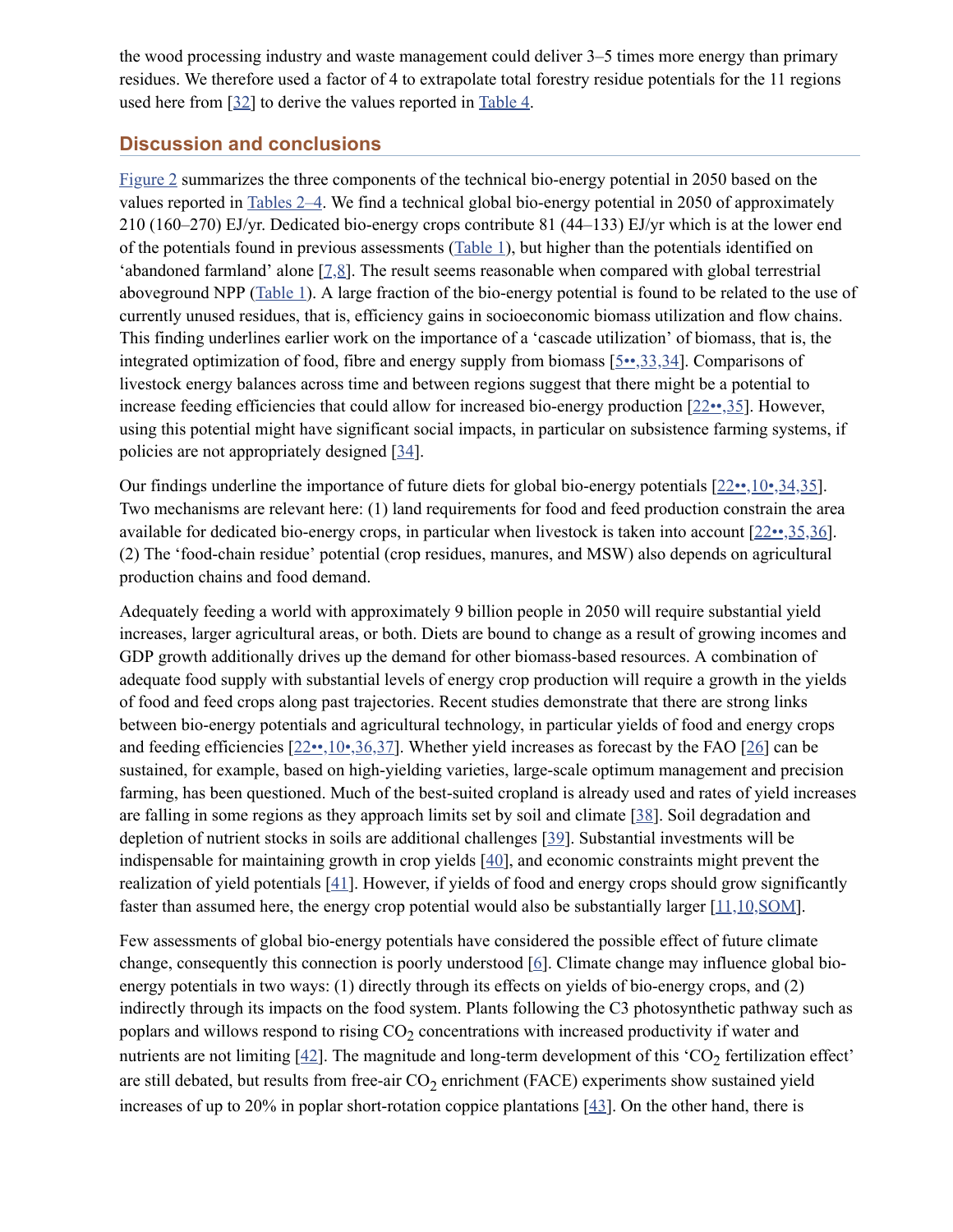the wood processing industry and waste management could deliver 3–5 times more energy than primary residues. We therefore used a factor of 4 to extrapolate total forestry residue potentials for the 11 regions used here from [32] to derive the values reported in Table 4.

## Discussion and conclusions

Figure 2 summarizes the three components of the technical bio-energy potential in 2050 based on the values reported in Tables 2–4. We find a technical global bio-energy potential in 2050 of approximately 210 (160–270) EJ/yr. Dedicated bio-energy crops contribute 81 (44–133) EJ/yr which is at the lower end of the potentials found in previous assessments (Table 1), but higher than the potentials identified on 'abandoned farmland' alone [7,8]. The result seems reasonable when compared with global terrestrial aboveground NPP (Table 1). A large fraction of the bio-energy potential is found to be related to the use of currently unused residues, that is, efficiency gains in socioeconomic biomass utilization and flow chains. This finding underlines earlier work on the importance of a 'cascade utilization' of biomass, that is, the integrated optimization of food, fibre and energy supply from biomass [5••,33,34]. Comparisons of livestock energy balances across time and between regions suggest that there might be a potential to increase feeding efficiencies that could allow for increased bio-energy production [22••,35]. However, using this potential might have significant social impacts, in particular on subsistence farming systems, if policies are not appropriately designed [34].

Our findings underline the importance of future diets for global bio-energy potentials [22••,10•,34,35]. Two mechanisms are relevant here: (1) land requirements for food and feed production constrain the area available for dedicated bio-energy crops, in particular when livestock is taken into account [22••,35,36]. (2) The 'food-chain residue' potential (crop residues, manures, and MSW) also depends on agricultural production chains and food demand.

Adequately feeding a world with approximately 9 billion people in 2050 will require substantial yield increases, larger agricultural areas, or both. Diets are bound to change as a result of growing incomes and GDP growth additionally drives up the demand for other biomass-based resources. A combination of adequate food supply with substantial levels of energy crop production will require a growth in the yields of food and feed crops along past trajectories. Recent studies demonstrate that there are strong links between bio-energy potentials and agricultural technology, in particular yields of food and energy crops and feeding efficiencies [22••,10•,36,37]. Whether yield increases as forecast by the FAO [26] can be sustained, for example, based on high-yielding varieties, large-scale optimum management and precision farming, has been questioned. Much of the best-suited cropland is already used and rates of yield increases are falling in some regions as they approach limits set by soil and climate [38]. Soil degradation and depletion of nutrient stocks in soils are additional challenges [39]. Substantial investments will be indispensable for maintaining growth in crop yields [40], and economic constraints might prevent the realization of yield potentials [41]. However, if yields of food and energy crops should grow significantly faster than assumed here, the energy crop potential would also be substantially larger [11,10,SOM].

Few assessments of global bio-energy potentials have considered the possible effect of future climate change, consequently this connection is poorly understood [6]. Climate change may influence global bio-energy potentials in two ways: (1) directly through its effects on yields of bio-energy crops, and (2) indirectly through its impacts on the food system. Plants following the C3 photosynthetic pathway such as poplars and willows respond to rising $CO_2$ concentrations with increased productivity if water and nutrients are not limiting [42]. The magnitude and long-term development of this '$CO_2$ fertilization effect' are still debated, but results from free-air $CO_2$ enrichment (FACE) experiments show sustained yield increases of up to 20% in poplar short-rotation coppice plantations [43]. On the other hand, there is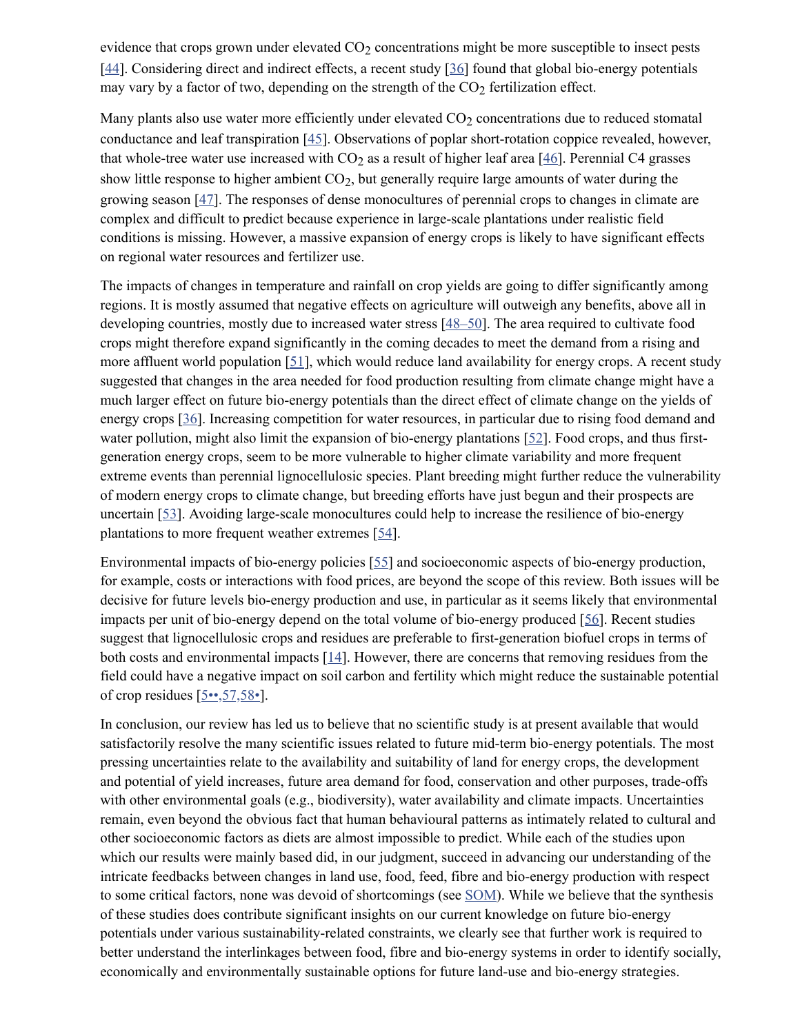evidence that crops grown under elevated $CO_2$ concentrations might be more susceptible to insect pests [44]. Considering direct and indirect effects, a recent study [36] found that global bio-energy potentials may vary by a factor of two, depending on the strength of the $CO_2$ fertilization effect.

Many plants also use water more efficiently under elevated $CO_2$ concentrations due to reduced stomatal conductance and leaf transpiration [45]. Observations of poplar short-rotation coppice revealed, however, that whole-tree water use increased with $CO_2$ as a result of higher leaf area [46]. Perennial C4 grasses show little response to higher ambient $CO_2$, but generally require large amounts of water during the growing season [47]. The responses of dense monocultures of perennial crops to changes in climate are complex and difficult to predict because experience in large-scale plantations under realistic field conditions is missing. However, a massive expansion of energy crops is likely to have significant effects on regional water resources and fertilizer use.

The impacts of changes in temperature and rainfall on crop yields are going to differ significantly among regions. It is mostly assumed that negative effects on agriculture will outweigh any benefits, above all in developing countries, mostly due to increased water stress [48–50]. The area required to cultivate food crops might therefore expand significantly in the coming decades to meet the demand from a rising and more affluent world population [51], which would reduce land availability for energy crops. A recent study suggested that changes in the area needed for food production resulting from climate change might have a much larger effect on future bio-energy potentials than the direct effect of climate change on the yields of energy crops [36]. Increasing competition for water resources, in particular due to rising food demand and water pollution, might also limit the expansion of bio-energy plantations [52]. Food crops, and thus first-generation energy crops, seem to be more vulnerable to higher climate variability and more frequent extreme events than perennial lignocellulosic species. Plant breeding might further reduce the vulnerability of modern energy crops to climate change, but breeding efforts have just begun and their prospects are uncertain [53]. Avoiding large-scale monocultures could help to increase the resilience of bio-energy plantations to more frequent weather extremes [54].

Environmental impacts of bio-energy policies [55] and socioeconomic aspects of bio-energy production, for example, costs or interactions with food prices, are beyond the scope of this review. Both issues will be decisive for future levels bio-energy production and use, in particular as it seems likely that environmental impacts per unit of bio-energy depend on the total volume of bio-energy produced [56]. Recent studies suggest that lignocellulosic crops and residues are preferable to first-generation biofuel crops in terms of both costs and environmental impacts [14]. However, there are concerns that removing residues from the field could have a negative impact on soil carbon and fertility which might reduce the sustainable potential of crop residues [5••,57,58•].

In conclusion, our review has led us to believe that no scientific study is at present available that would satisfactorily resolve the many scientific issues related to future mid-term bio-energy potentials. The most pressing uncertainties relate to the availability and suitability of land for energy crops, the development and potential of yield increases, future area demand for food, conservation and other purposes, trade-offs with other environmental goals (e.g., biodiversity), water availability and climate impacts. Uncertainties remain, even beyond the obvious fact that human behavioural patterns as intimately related to cultural and other socioeconomic factors as diets are almost impossible to predict. While each of the studies upon which our results were mainly based did, in our judgment, succeed in advancing our understanding of the intricate feedbacks between changes in land use, food, feed, fibre and bio-energy production with respect to some critical factors, none was devoid of shortcomings (see SOM). While we believe that the synthesis of these studies does contribute significant insights on our current knowledge on future bio-energy potentials under various sustainability-related constraints, we clearly see that further work is required to better understand the interlinkages between food, fibre and bio-energy systems in order to identify socially, economically and environmentally sustainable options for future land-use and bio-energy strategies.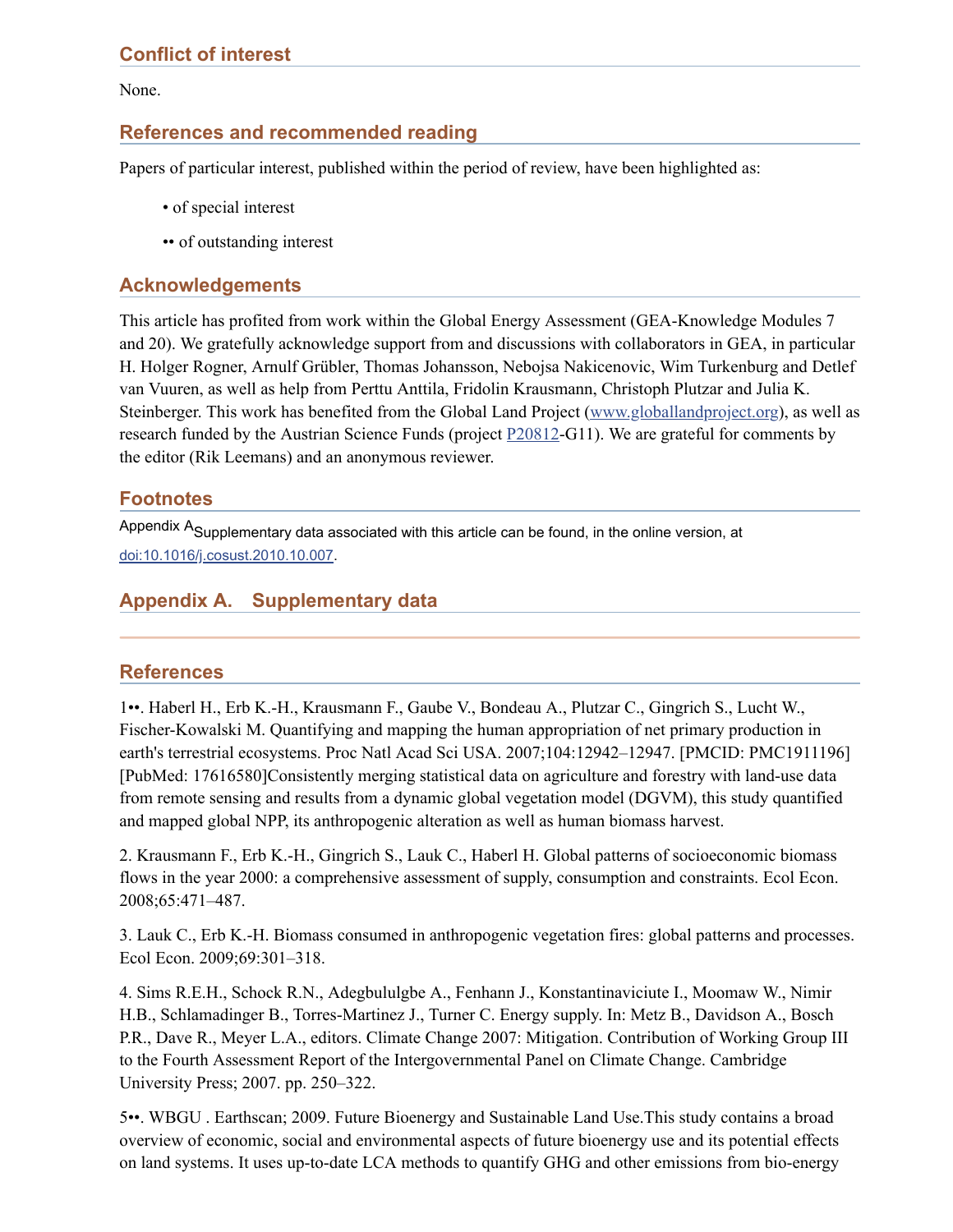## Conflict of interest

None.

## References and recommended reading

Papers of particular interest, published within the period of review, have been highlighted as:

- • of special interest
- •• of outstanding interest

## Acknowledgements

This article has profited from work within the Global Energy Assessment (GEA-Knowledge Modules 7 and 20). We gratefully acknowledge support from and discussions with collaborators in GEA, in particular H. Holger Rogner, Arnulf Grübler, Thomas Johansson, Nebojsa Nakicenovic, Wim Turkenburg and Detlef van Vuuren, as well as help from Perttu Anttila, Fridolin Krausmann, Christoph Plutzar and Julia K. Steinberger. This work has benefited from the Global Land Project (www.globallandproject.org), as well as research funded by the Austrian Science Funds (project P20812-G11). We are grateful for comments by the editor (Rik Leemans) and an anonymous reviewer.

## Footnotes

Appendix A Supplementary data associated with this article can be found, in the online version, at doi:10.1016/j.cosust.2010.10.007.

## Appendix A. Supplementary data

## References

1••. Haberl H., Erb K.-H., Krausmann F., Gaube V., Bondeau A., Plutzar C., Gingrich S., Lucht W., Fischer-Kowalski M. Quantifying and mapping the human appropriation of net primary production in earth's terrestrial ecosystems. Proc Natl Acad Sci USA. 2007;104:12942–12947. [PMCID: PMC1911196] [PubMed: 17616580]Consistently merging statistical data on agriculture and forestry with land-use data from remote sensing and results from a dynamic global vegetation model (DGVM), this study quantified and mapped global NPP, its anthropogenic alteration as well as human biomass harvest.

2. Krausmann F., Erb K.-H., Gingrich S., Lauk C., Haberl H. Global patterns of socioeconomic biomass flows in the year 2000: a comprehensive assessment of supply, consumption and constraints. Ecol Econ. 2008;65:471–487.

3. Lauk C., Erb K.-H. Biomass consumed in anthropogenic vegetation fires: global patterns and processes. Ecol Econ. 2009;69:301–318.

4. Sims R.E.H., Schock R.N., Adegbululgbe A., Fenhann J., Konstantinaviciute I., Moomaw W., Nimir H.B., Schlamadinger B., Torres-Martinez J., Turner C. Energy supply. In: Metz B., Davidson A., Bosch P.R., Dave R., Meyer L.A., editors. Climate Change 2007: Mitigation. Contribution of Working Group III to the Fourth Assessment Report of the Intergovernmental Panel on Climate Change. Cambridge University Press; 2007. pp. 250–322.

5••. WBGU . Earthscan; 2009. Future Bioenergy and Sustainable Land Use.This study contains a broad overview of economic, social and environmental aspects of future bioenergy use and its potential effects on land systems. It uses up-to-date LCA methods to quantify GHG and other emissions from bio-energy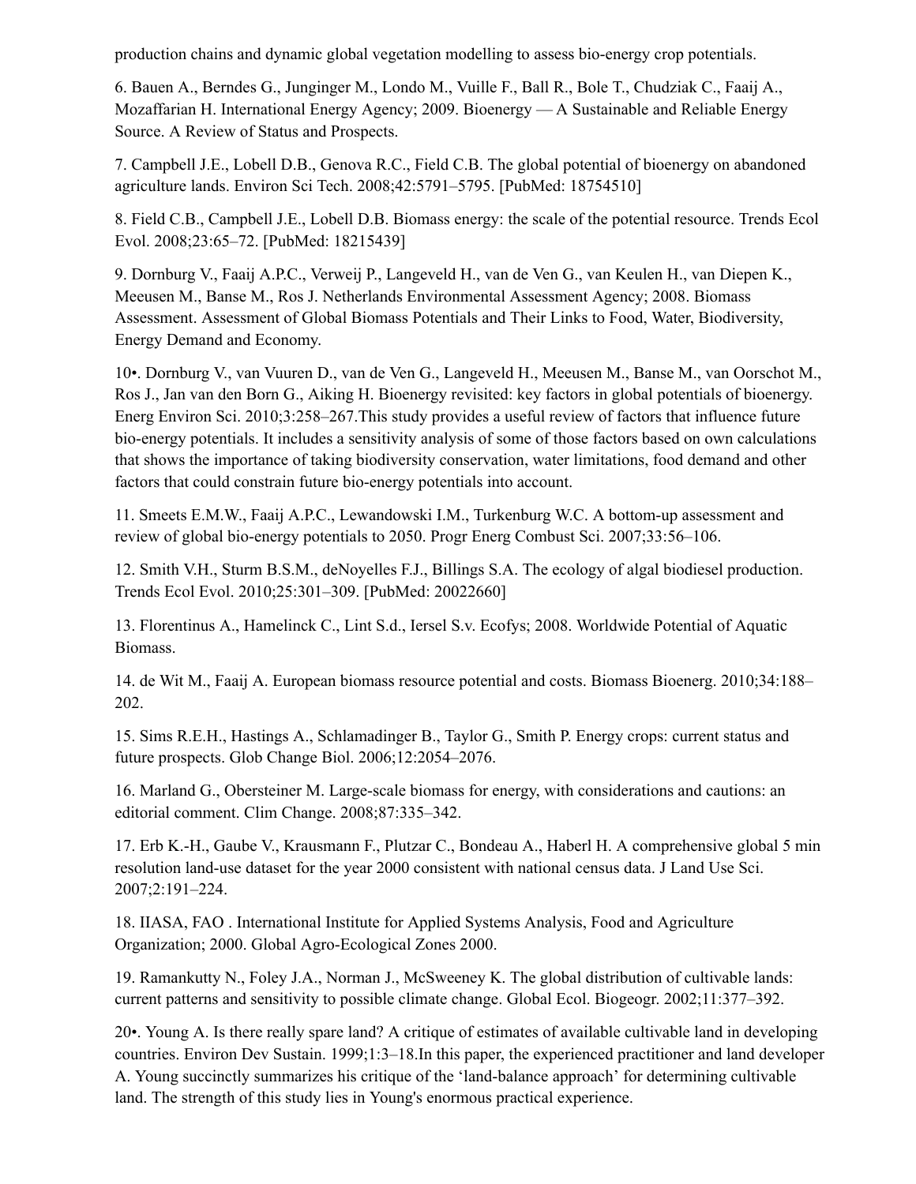production chains and dynamic global vegetation modelling to assess bio-energy crop potentials.

6. Bauen A., Berndes G., Junginger M., Londo M., Vuille F., Ball R., Bole T., Chudziak C., Faaij A., Mozaffarian H. International Energy Agency; 2009. Bioenergy — A Sustainable and Reliable Energy Source. A Review of Status and Prospects.

7. Campbell J.E., Lobell D.B., Genova R.C., Field C.B. The global potential of bioenergy on abandoned agriculture lands. Environ Sci Tech. 2008;42:5791–5795. [PubMed: 18754510]

8. Field C.B., Campbell J.E., Lobell D.B. Biomass energy: the scale of the potential resource. Trends Ecol Evol. 2008;23:65–72. [PubMed: 18215439]

9. Dornburg V., Faaij A.P.C., Verweij P., Langeveld H., van de Ven G., van Keulen H., van Diepen K., Meeusen M., Banse M., Ros J. Netherlands Environmental Assessment Agency; 2008. Biomass Assessment. Assessment of Global Biomass Potentials and Their Links to Food, Water, Biodiversity, Energy Demand and Economy.

10•. Dornburg V., van Vuuren D., van de Ven G., Langeveld H., Meeusen M., Banse M., van Oorschot M., Ros J., Jan van den Born G., Aiking H. Bioenergy revisited: key factors in global potentials of bioenergy. Energ Environ Sci. 2010;3:258–267.This study provides a useful review of factors that influence future bio-energy potentials. It includes a sensitivity analysis of some of those factors based on own calculations that shows the importance of taking biodiversity conservation, water limitations, food demand and other factors that could constrain future bio-energy potentials into account.

11. Smeets E.M.W., Faaij A.P.C., Lewandowski I.M., Turkenburg W.C. A bottom-up assessment and review of global bio-energy potentials to 2050. Progr Energ Combust Sci. 2007;33:56–106.

12. Smith V.H., Sturm B.S.M., deNoyelles F.J., Billings S.A. The ecology of algal biodiesel production. Trends Ecol Evol. 2010;25:301–309. [PubMed: 20022660]

13. Florentinus A., Hamelinck C., Lint S.d., Iersel S.v. Ecofys; 2008. Worldwide Potential of Aquatic Biomass.

14. de Wit M., Faaij A. European biomass resource potential and costs. Biomass Bioenerg. 2010;34:188–202.

15. Sims R.E.H., Hastings A., Schlamadinger B., Taylor G., Smith P. Energy crops: current status and future prospects. Glob Change Biol. 2006;12:2054–2076.

16. Marland G., Obersteiner M. Large-scale biomass for energy, with considerations and cautions: an editorial comment. Clim Change. 2008;87:335–342.

17. Erb K.-H., Gaube V., Krausmann F., Plutzar C., Bondeau A., Haberl H. A comprehensive global 5 min resolution land-use dataset for the year 2000 consistent with national census data. J Land Use Sci. 2007;2:191–224.

18. IIASA, FAO . International Institute for Applied Systems Analysis, Food and Agriculture Organization; 2000. Global Agro-Ecological Zones 2000.

19. Ramankutty N., Foley J.A., Norman J., McSweeney K. The global distribution of cultivable lands: current patterns and sensitivity to possible climate change. Global Ecol. Biogeogr. 2002;11:377–392.

20•. Young A. Is there really spare land? A critique of estimates of available cultivable land in developing countries. Environ Dev Sustain. 1999;1:3–18.In this paper, the experienced practitioner and land developer A. Young succinctly summarizes his critique of the 'land-balance approach' for determining cultivable land. The strength of this study lies in Young's enormous practical experience.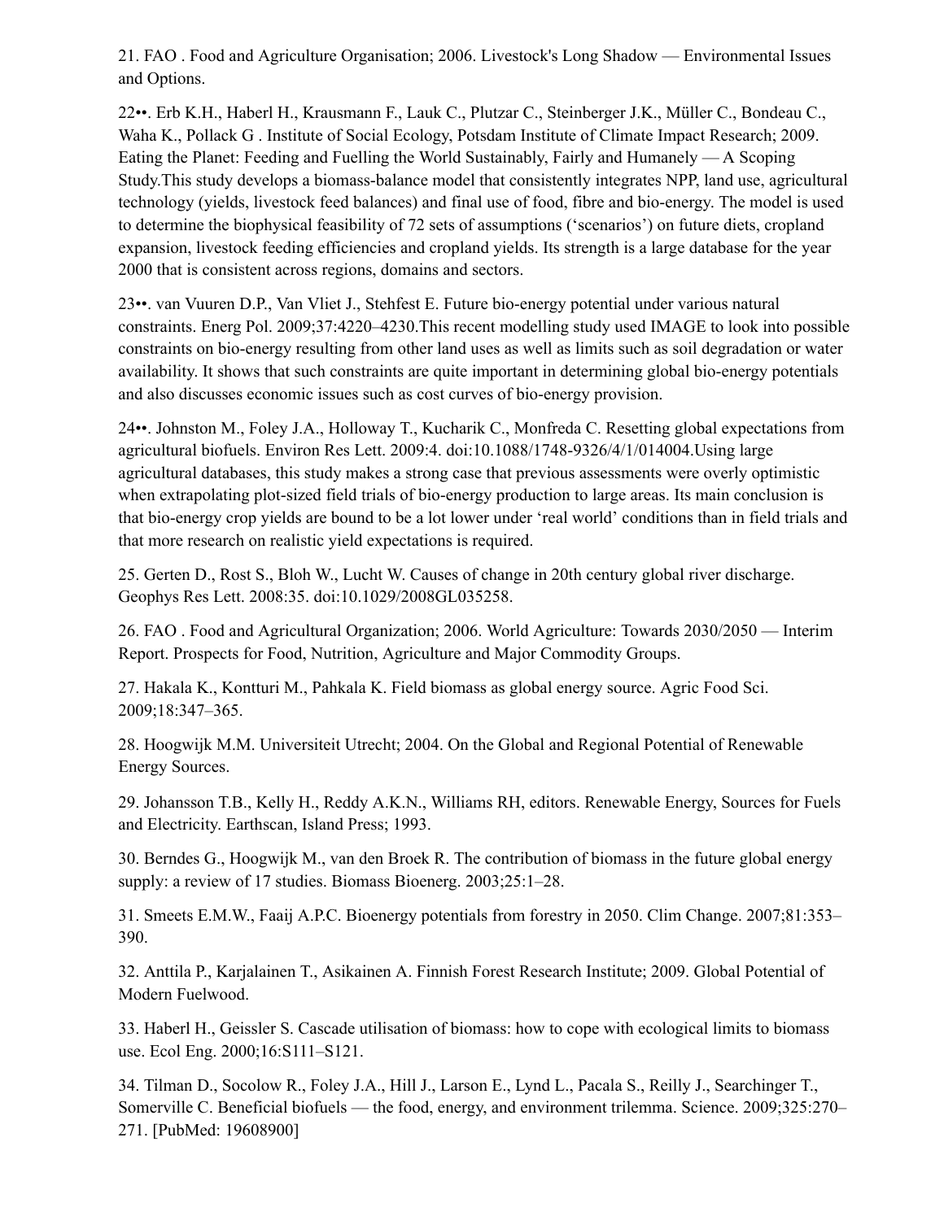21. FAO . Food and Agriculture Organisation; 2006. Livestock's Long Shadow — Environmental Issues and Options.

22••. Erb K.H., Haberl H., Krausmann F., Lauk C., Plutzar C., Steinberger J.K., Müller C., Bondeau C., Waha K., Pollack G . Institute of Social Ecology, Potsdam Institute of Climate Impact Research; 2009. Eating the Planet: Feeding and Fuelling the World Sustainably, Fairly and Humanely — A Scoping Study.This study develops a biomass-balance model that consistently integrates NPP, land use, agricultural technology (yields, livestock feed balances) and final use of food, fibre and bio-energy. The model is used to determine the biophysical feasibility of 72 sets of assumptions ('scenarios') on future diets, cropland expansion, livestock feeding efficiencies and cropland yields. Its strength is a large database for the year 2000 that is consistent across regions, domains and sectors.

23••. van Vuuren D.P., Van Vliet J., Stehfest E. Future bio-energy potential under various natural constraints. Energ Pol. 2009;37:4220–4230.This recent modelling study used IMAGE to look into possible constraints on bio-energy resulting from other land uses as well as limits such as soil degradation or water availability. It shows that such constraints are quite important in determining global bio-energy potentials and also discusses economic issues such as cost curves of bio-energy provision.

24••. Johnston M., Foley J.A., Holloway T., Kucharik C., Monfreda C. Resetting global expectations from agricultural biofuels. Environ Res Lett. 2009:4. doi:10.1088/1748-9326/4/1/014004.Using large agricultural databases, this study makes a strong case that previous assessments were overly optimistic when extrapolating plot-sized field trials of bio-energy production to large areas. Its main conclusion is that bio-energy crop yields are bound to be a lot lower under 'real world' conditions than in field trials and that more research on realistic yield expectations is required.

25. Gerten D., Rost S., Bloh W., Lucht W. Causes of change in 20th century global river discharge. Geophys Res Lett. 2008:35. doi:10.1029/2008GL035258.

26. FAO . Food and Agricultural Organization; 2006. World Agriculture: Towards 2030/2050 — Interim Report. Prospects for Food, Nutrition, Agriculture and Major Commodity Groups.

27. Hakala K., Kontturi M., Pahkala K. Field biomass as global energy source. Agric Food Sci. 2009;18:347–365.

28. Hoogwijk M.M. Universiteit Utrecht; 2004. On the Global and Regional Potential of Renewable Energy Sources.

29. Johansson T.B., Kelly H., Reddy A.K.N., Williams RH, editors. Renewable Energy, Sources for Fuels and Electricity. Earthscan, Island Press; 1993.

30. Berndes G., Hoogwijk M., van den Broek R. The contribution of biomass in the future global energy supply: a review of 17 studies. Biomass Bioenerg. 2003;25:1–28.

31. Smeets E.M.W., Faaij A.P.C. Bioenergy potentials from forestry in 2050. Clim Change. 2007;81:353–390.

32. Anttila P., Karjalainen T., Asikainen A. Finnish Forest Research Institute; 2009. Global Potential of Modern Fuelwood.

33. Haberl H., Geissler S. Cascade utilisation of biomass: how to cope with ecological limits to biomass use. Ecol Eng. 2000;16:S111–S121.

34. Tilman D., Socolow R., Foley J.A., Hill J., Larson E., Lynd L., Pacala S., Reilly J., Searchinger T., Somerville C. Beneficial biofuels — the food, energy, and environment trilemma. Science. 2009;325:270–271. [PubMed: 19608900]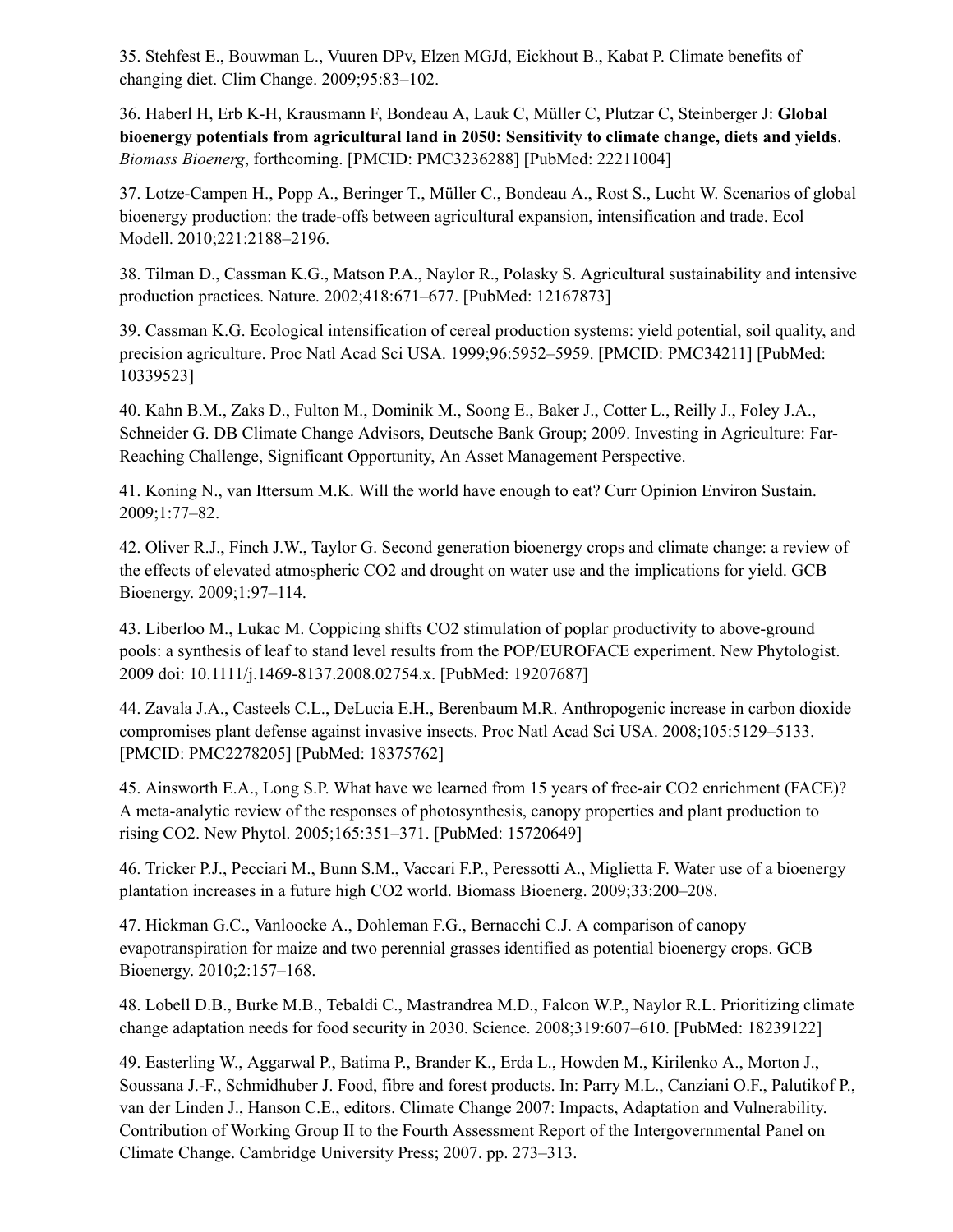35. Stehfest E., Bouwman L., Vuuren DPv, Elzen MGJd, Eickhout B., Kabat P. Climate benefits of changing diet. Clim Change. 2009;95:83–102.

36. Haberl H, Erb K-H, Krausmann F, Bondeau A, Lauk C, Müller C, Plutzar C, Steinberger J: **Global bioenergy potentials from agricultural land in 2050: Sensitivity to climate change, diets and yields**. *Biomass Bioenerg*, forthcoming. [PMCID: PMC3236288] [PubMed: 22211004]

37. Lotze-Campen H., Popp A., Beringer T., Müller C., Bondeau A., Rost S., Lucht W. Scenarios of global bioenergy production: the trade-offs between agricultural expansion, intensification and trade. Ecol Modell. 2010;221:2188–2196.

38. Tilman D., Cassman K.G., Matson P.A., Naylor R., Polasky S. Agricultural sustainability and intensive production practices. Nature. 2002;418:671–677. [PubMed: 12167873]

39. Cassman K.G. Ecological intensification of cereal production systems: yield potential, soil quality, and precision agriculture. Proc Natl Acad Sci USA. 1999;96:5952–5959. [PMCID: PMC34211] [PubMed: 10339523]

40. Kahn B.M., Zaks D., Fulton M., Dominik M., Soong E., Baker J., Cotter L., Reilly J., Foley J.A., Schneider G. DB Climate Change Advisors, Deutsche Bank Group; 2009. Investing in Agriculture: Far-Reaching Challenge, Significant Opportunity, An Asset Management Perspective.

41. Koning N., van Ittersum M.K. Will the world have enough to eat? Curr Opinion Environ Sustain. 2009;1:77–82.

42. Oliver R.J., Finch J.W., Taylor G. Second generation bioenergy crops and climate change: a review of the effects of elevated atmospheric $CO_2$ and drought on water use and the implications for yield. GCB Bioenergy. 2009;1:97–114.

43. Liberloo M., Lukac M. Coppicing shifts $CO_2$ stimulation of poplar productivity to above-ground pools: a synthesis of leaf to stand level results from the POP/EUROFACE experiment. New Phytologist. 2009 doi: 10.1111/j.1469-8137.2008.02754.x. [PubMed: 19207687]

44. Zavala J.A., Casteels C.L., DeLucia E.H., Berenbaum M.R. Anthropogenic increase in carbon dioxide compromises plant defense against invasive insects. Proc Natl Acad Sci USA. 2008;105:5129–5133. [PMCID: PMC2278205] [PubMed: 18375762]

45. Ainsworth E.A., Long S.P. What have we learned from 15 years of free-air $CO_2$ enrichment (FACE)? A meta-analytic review of the responses of photosynthesis, canopy properties and plant production to rising $CO_2$. New Phytol. 2005;165:351–371. [PubMed: 15720649]

46. Tricker P.J., Pecciari M., Bunn S.M., Vaccari F.P., Peressotti A., Miglietta F. Water use of a bioenergy plantation increases in a future high $CO_2$ world. Biomass Bioenerg. 2009;33:200–208.

47. Hickman G.C., Vanloocke A., Dohleman F.G., Bernacchi C.J. A comparison of canopy evapotranspiration for maize and two perennial grasses identified as potential bioenergy crops. GCB Bioenergy. 2010;2:157–168.

48. Lobell D.B., Burke M.B., Tebaldi C., Mastrandrea M.D., Falcon W.P., Naylor R.L. Prioritizing climate change adaptation needs for food security in 2030. Science. 2008;319:607–610. [PubMed: 18239122]

49. Easterling W., Aggarwal P., Batima P., Brander K., Erda L., Howden M., Kirilenko A., Morton J., Soussana J.-F., Schmidhuber J. Food, fibre and forest products. In: Parry M.L., Canziani O.F., Palutikof P., van der Linden J., Hanson C.E., editors. Climate Change 2007: Impacts, Adaptation and Vulnerability. Contribution of Working Group II to the Fourth Assessment Report of the Intergovernmental Panel on Climate Change. Cambridge University Press; 2007. pp. 273–313.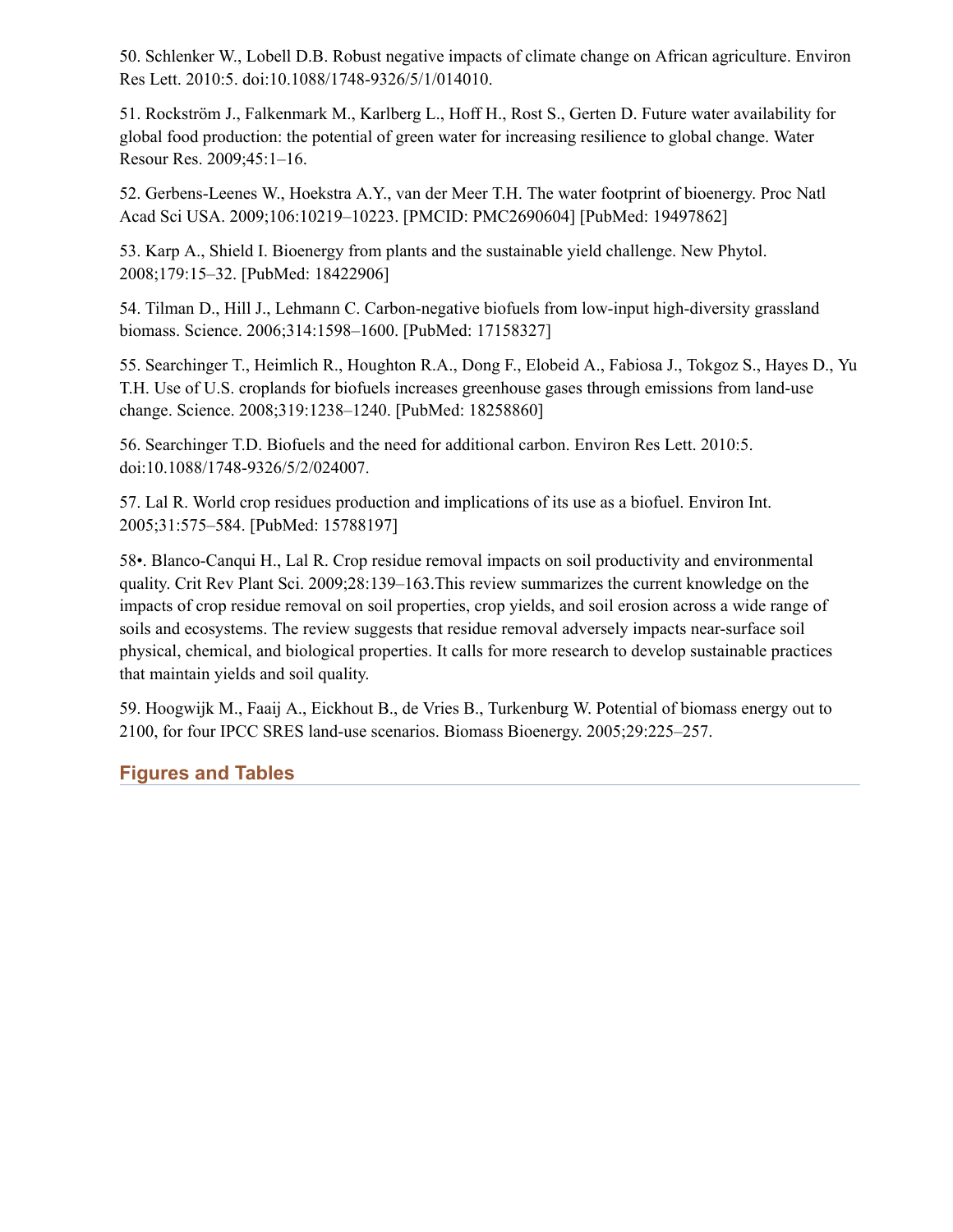50. Schlenker W., Lobell D.B. Robust negative impacts of climate change on African agriculture. Environ Res Lett. 2010:5. doi:10.1088/1748-9326/5/1/014010.

51. Rockström J., Falkenmark M., Karlberg L., Hoff H., Rost S., Gerten D. Future water availability for global food production: the potential of green water for increasing resilience to global change. Water Resour Res. 2009;45:1–16.

52. Gerbens-Leenes W., Hoekstra A.Y., van der Meer T.H. The water footprint of bioenergy. Proc Natl Acad Sci USA. 2009;106:10219–10223. [PMCID: PMC2690604] [PubMed: 19497862]

53. Karp A., Shield I. Bioenergy from plants and the sustainable yield challenge. New Phytol. 2008;179:15–32. [PubMed: 18422906]

54. Tilman D., Hill J., Lehmann C. Carbon-negative biofuels from low-input high-diversity grassland biomass. Science. 2006;314:1598–1600. [PubMed: 17158327]

55. Searchinger T., Heimlich R., Houghton R.A., Dong F., Elobeid A., Fabiosa J., Tokgoz S., Hayes D., Yu T.H. Use of U.S. croplands for biofuels increases greenhouse gases through emissions from land-use change. Science. 2008;319:1238–1240. [PubMed: 18258860]

56. Searchinger T.D. Biofuels and the need for additional carbon. Environ Res Lett. 2010:5. doi:10.1088/1748-9326/5/2/024007.

57. Lal R. World crop residues production and implications of its use as a biofuel. Environ Int. 2005;31:575–584. [PubMed: 15788197]

58•. Blanco-Canqui H., Lal R. Crop residue removal impacts on soil productivity and environmental quality. Crit Rev Plant Sci. 2009;28:139–163.This review summarizes the current knowledge on the impacts of crop residue removal on soil properties, crop yields, and soil erosion across a wide range of soils and ecosystems. The review suggests that residue removal adversely impacts near-surface soil physical, chemical, and biological properties. It calls for more research to develop sustainable practices that maintain yields and soil quality.

59. Hoogwijk M., Faaij A., Eickhout B., de Vries B., Turkenburg W. Potential of biomass energy out to 2100, for four IPCC SRES land-use scenarios. Biomass Bioenergy. 2005;29:225–257.

## Figures and Tables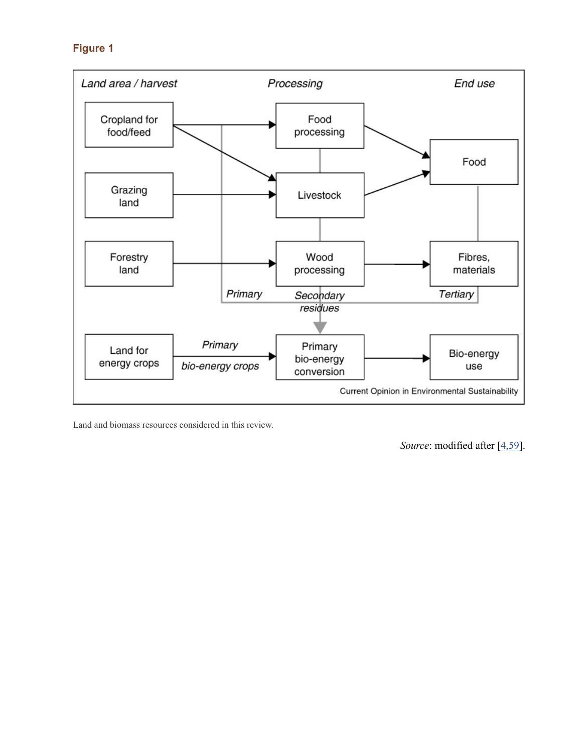**Figure 1**

Land and biomass resources considered in this review.

*Source*: modified after [4,59].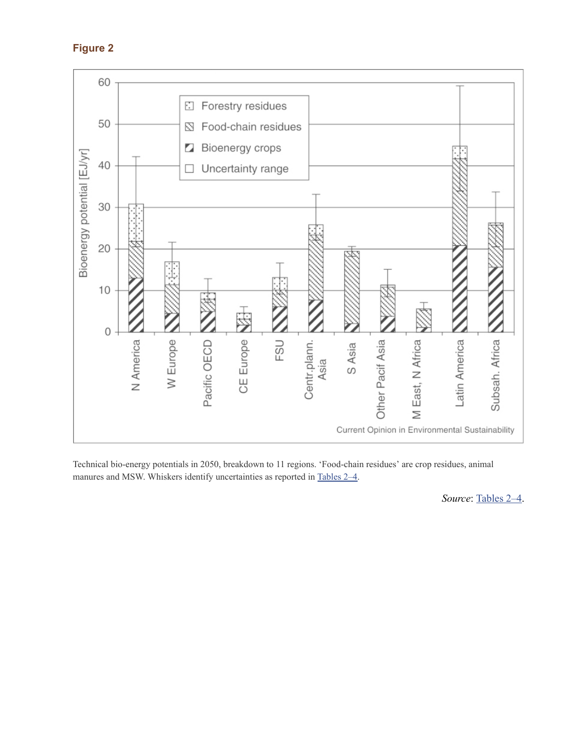**Figure 2**

Technical bio-energy potentials in 2050, breakdown to 11 regions. 'Food-chain residues' are crop residues, animal manures and MSW. Whiskers identify uncertainties as reported in Tables 2–4.

*Source*: Tables 2–4.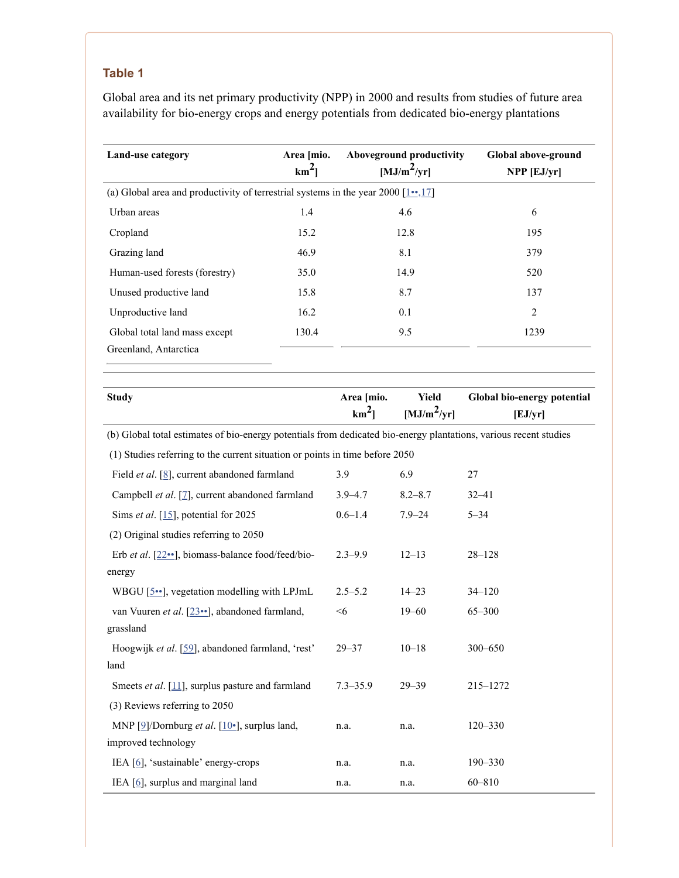### Table 1

Global area and its net primary productivity (NPP) in 2000 and results from studies of future area availability for bio-energy crops and energy potentials from dedicated bio-energy plantations

| Land-use category | Area [mio. $km^2$] | Aboveground productivity [$MJ/m^2/yr$] | Global above-ground NPP [EJ/yr] |
|---|---|---|---|
| (a) Global area and productivity of terrestrial systems in the year 2000 [1••,17] | | | |
| Urban areas | 1.4 | 4.6 | 6 |
| Cropland | 15.2 | 12.8 | 195 |
| Grazing land | 46.9 | 8.1 | 379 |
| Human-used forests (forestry) | 35.0 | 14.9 | 520 |
| Unused productive land | 15.8 | 8.7 | 137 |
| Unproductive land | 16.2 | 0.1 | 2 |
| Global total land mass except Greenland, Antarctica | 130.4 | 9.5 | 1239 |

| Study | Area [mio. $km^2$] | Yield [$MJ/m^2/yr$] | Global bio-energy potential [EJ/yr] |
|---|---|---|---|
| (b) Global total estimates of bio-energy potentials from dedicated bio-energy plantations, various recent studies | | | |
| (1) Studies referring to the current situation or points in time before 2050 | | | |
| Field *et al*. [8], current abandoned farmland | 3.9 | 6.9 | 27 |
| Campbell *et al*. [7], current abandoned farmland | 3.9–4.7 | 8.2–8.7 | 32–41 |
| Sims *et al*. [15], potential for 2025 | 0.6–1.4 | 7.9–24 | 5–34 |
| (2) Original studies referring to 2050 | | | |
| Erb *et al*. [22••], biomass-balance food/feed/bio-energy | 2.3–9.9 | 12–13 | 28–128 |
| WBGU [5••], vegetation modelling with LPJmL | 2.5–5.2 | 14–23 | 34–120 |
| van Vuuren *et al*. [23••], abandoned farmland, grassland | <6 | 19–60 | 65–300 |
| Hoogwijk *et al*. [59], abandoned farmland, 'rest' land | 29–37 | 10–18 | 300–650 |
| Smeets *et al*. [11], surplus pasture and farmland | 7.3–35.9 | 29–39 | 215–1272 |
| (3) Reviews referring to 2050 | | | |
| MNP [9]/Dornburg *et al*. [10•], surplus land, improved technology | n.a. | n.a. | 120–330 |
| IEA [6], 'sustainable' energy-crops | n.a. | n.a. | 190–330 |
| IEA [6], surplus and marginal land | n.a. | n.a. | 60–810 |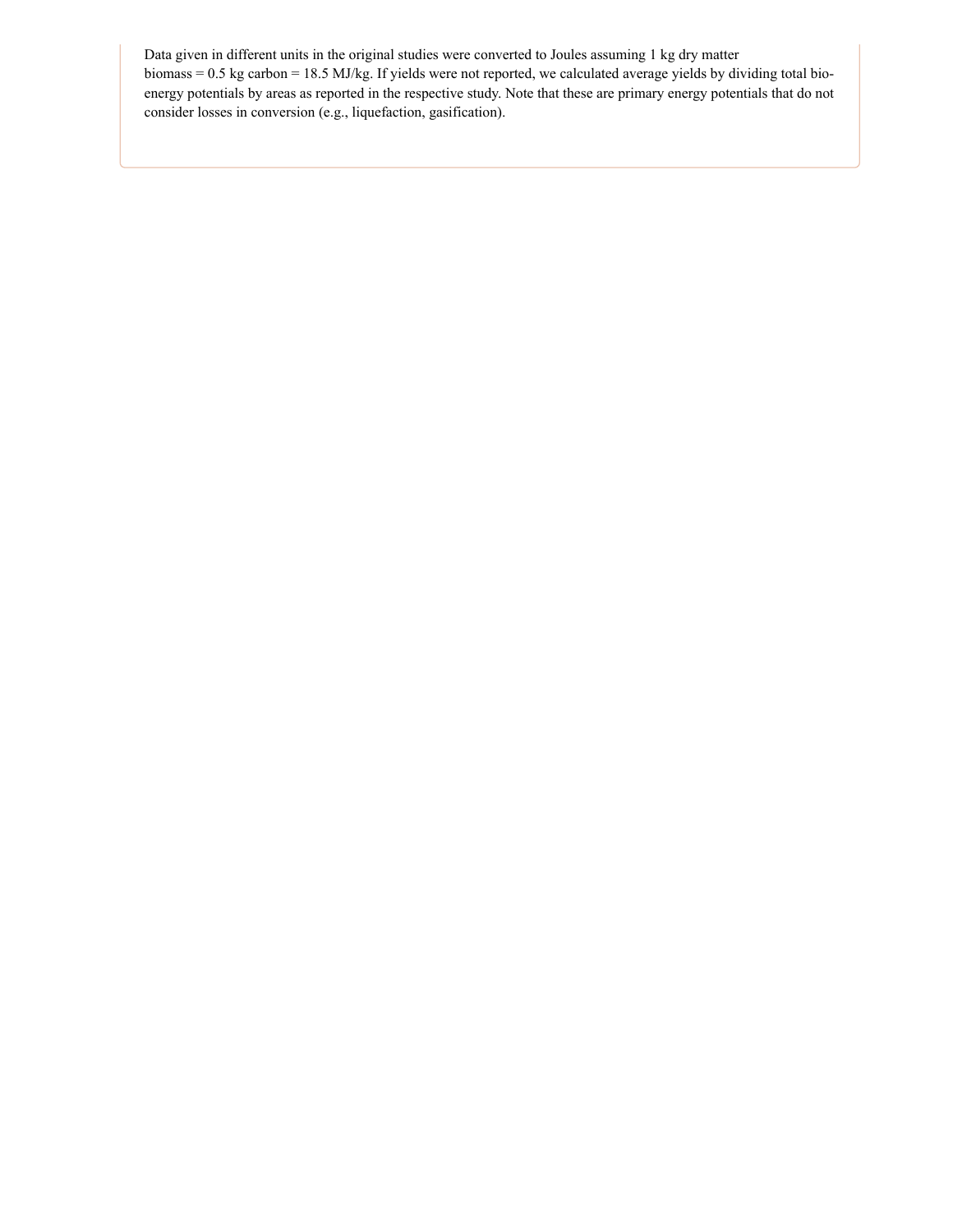Data given in different units in the original studies were converted to Joules assuming 1 kg dry matter biomass = 0.5 kg carbon = 18.5 MJ/kg. If yields were not reported, we calculated average yields by dividing total bio-energy potentials by areas as reported in the respective study. Note that these are primary energy potentials that do not consider losses in conversion (e.g., liquefaction, gasification).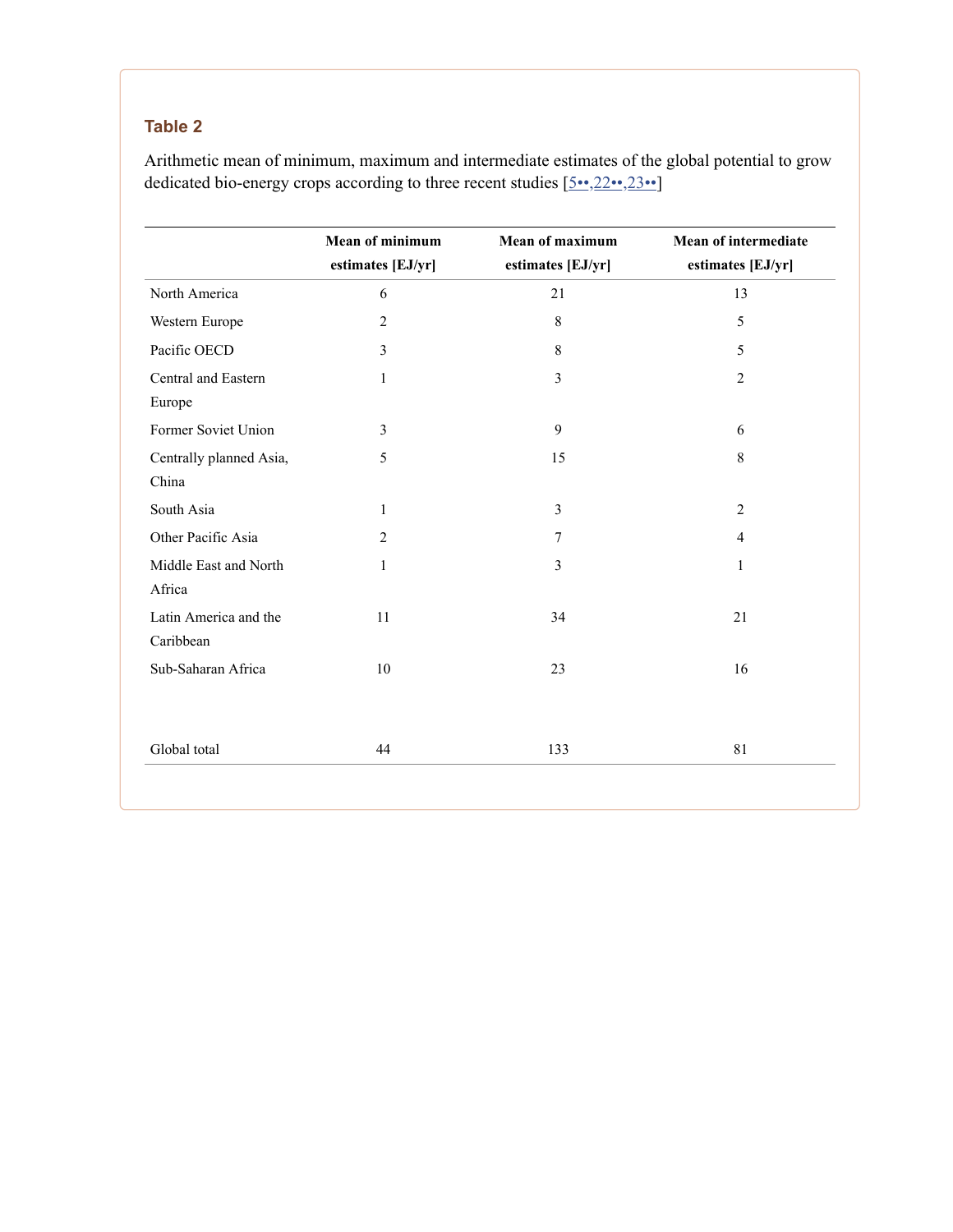### Table 2

Arithmetic mean of minimum, maximum and intermediate estimates of the global potential to grow dedicated bio-energy crops according to three recent studies [5••,22••,23••]

| | Mean of minimum estimates [EJ/yr] | Mean of maximum estimates [EJ/yr] | Mean of intermediate estimates [EJ/yr] |
|---|---|---|---|
| North America | 6 | 21 | 13 |
| Western Europe | 2 | 8 | 5 |
| Pacific OECD | 3 | 8 | 5 |
| Central and Eastern Europe | 1 | 3 | 2 |
| Former Soviet Union | 3 | 9 | 6 |
| Centrally planned Asia, China | 5 | 15 | 8 |
| South Asia | 1 | 3 | 2 |
| Other Pacific Asia | 2 | 7 | 4 |
| Middle East and North Africa | 1 | 3 | 1 |
| Latin America and the Caribbean | 11 | 34 | 21 |
| Sub-Saharan Africa | 10 | 23 | 16 |
| Global total | 44 | 133 | 81 |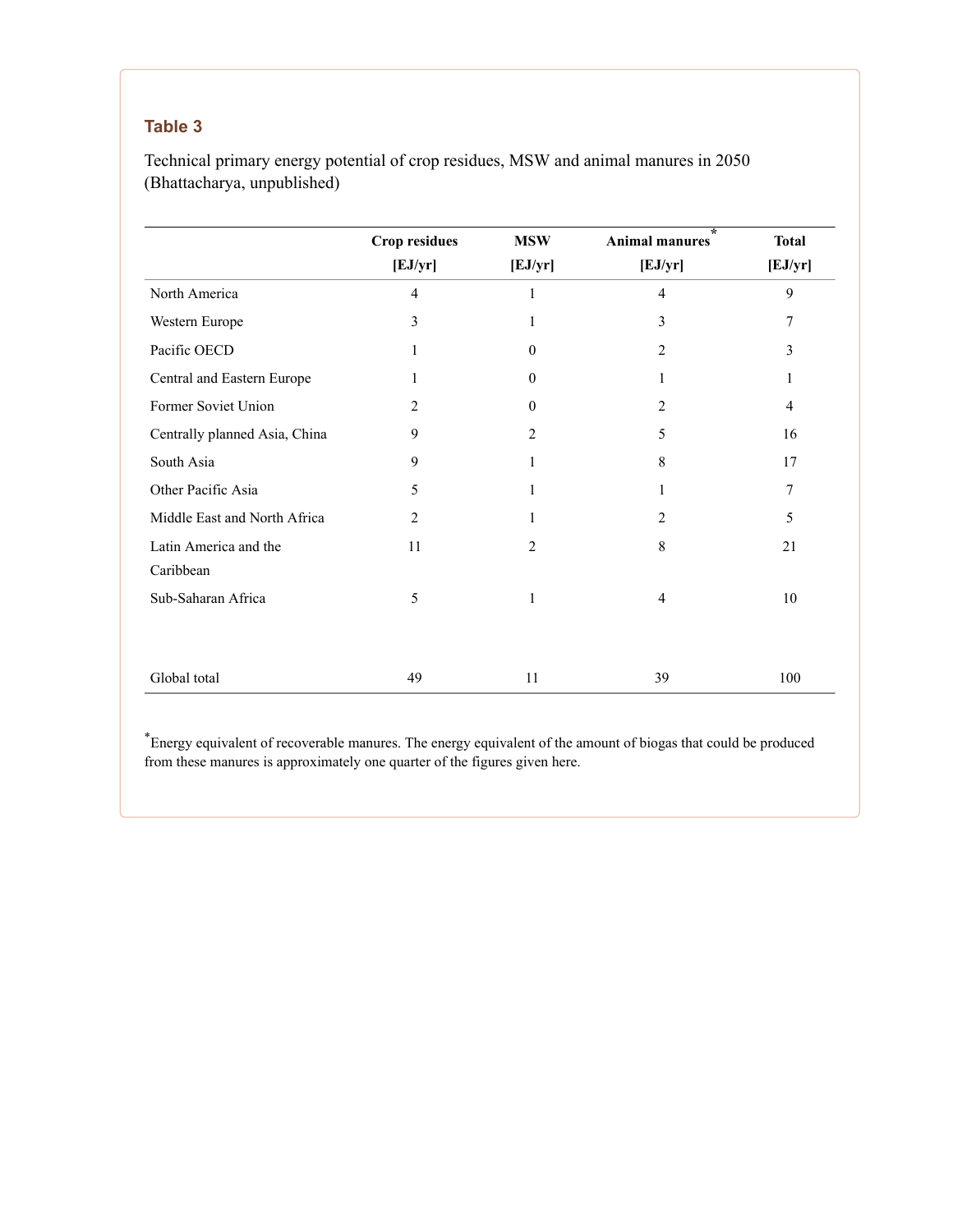### Table 3

Technical primary energy potential of crop residues, MSW and animal manures in 2050 (Bhattacharya, unpublished)

| | Crop residues [EJ/yr] | MSW [EJ/yr] | Animal manures* [EJ/yr] | Total [EJ/yr] |
|---|---|---|---|---|
| North America | 4 | 1 | 4 | 9 |
| Western Europe | 3 | 1 | 3 | 7 |
| Pacific OECD | 1 | 0 | 2 | 3 |
| Central and Eastern Europe | 1 | 0 | 1 | 1 |
| Former Soviet Union | 2 | 0 | 2 | 4 |
| Centrally planned Asia, China | 9 | 2 | 5 | 16 |
| South Asia | 9 | 1 | 8 | 17 |
| Other Pacific Asia | 5 | 1 | 1 | 7 |
| Middle East and North Africa | 2 | 1 | 2 | 5 |
| Latin America and the Caribbean | 11 | 2 | 8 | 21 |
| Sub-Saharan Africa | 5 | 1 | 4 | 10 |
| Global total | 49 | 11 | 39 | 100 |

*Energy equivalent of recoverable manures. The energy equivalent of the amount of biogas that could be produced from these manures is approximately one quarter of the figures given here.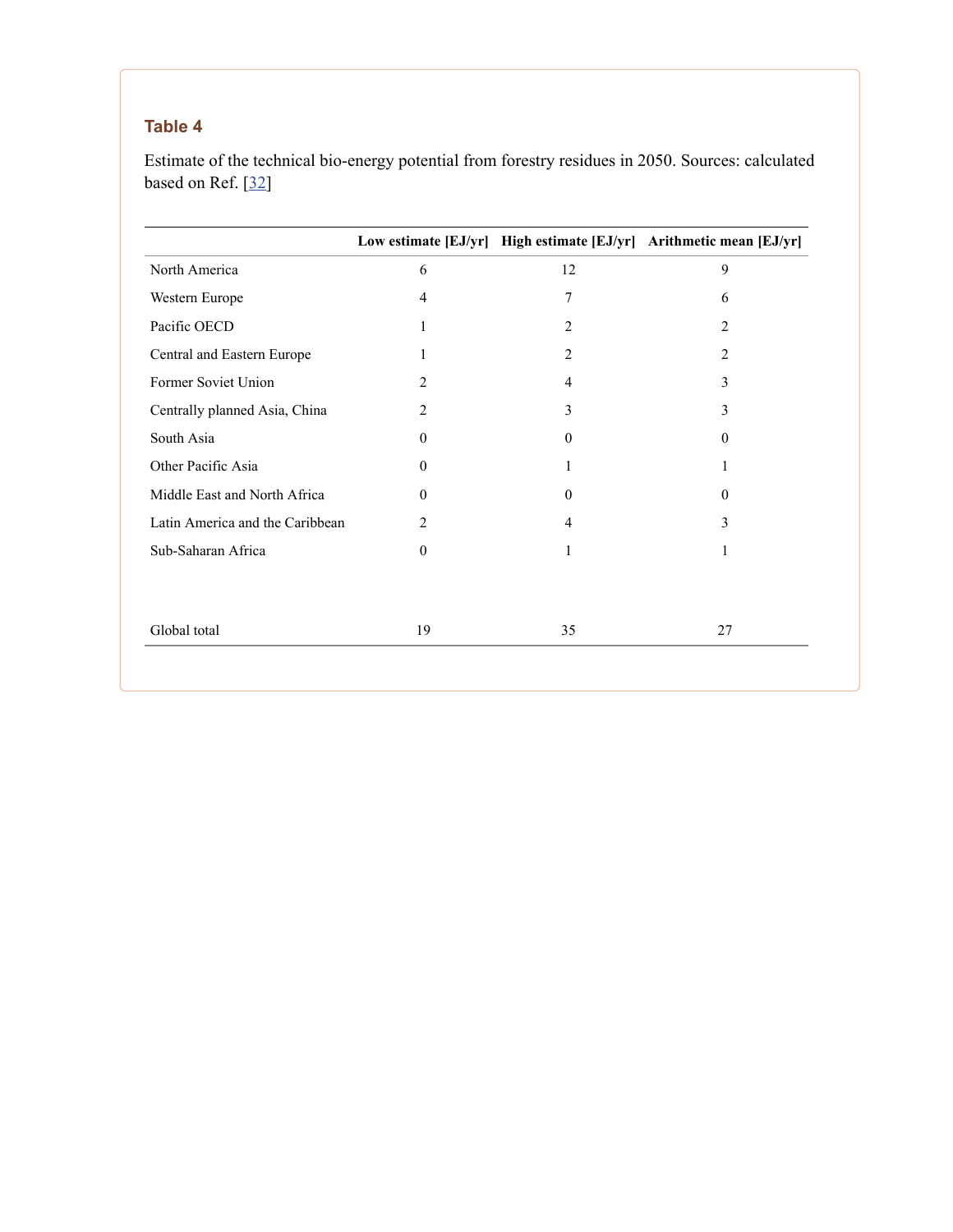### Table 4

Estimate of the technical bio-energy potential from forestry residues in 2050. Sources: calculated based on Ref. [32]

| | Low estimate [EJ/yr] | High estimate [EJ/yr] | Arithmetic mean [EJ/yr] |
|---|---|---|---|
| North America | 6 | 12 | 9 |
| Western Europe | 4 | 7 | 6 |
| Pacific OECD | 1 | 2 | 2 |
| Central and Eastern Europe | 1 | 2 | 2 |
| Former Soviet Union | 2 | 4 | 3 |
| Centrally planned Asia, China | 2 | 3 | 3 |
| South Asia | 0 | 0 | 0 |
| Other Pacific Asia | 0 | 1 | 1 |
| Middle East and North Africa | 0 | 0 | 0 |
| Latin America and the Caribbean | 2 | 4 | 3 |
| Sub-Saharan Africa | 0 | 1 | 1 |
| Global total | 19 | 35 | 27 |